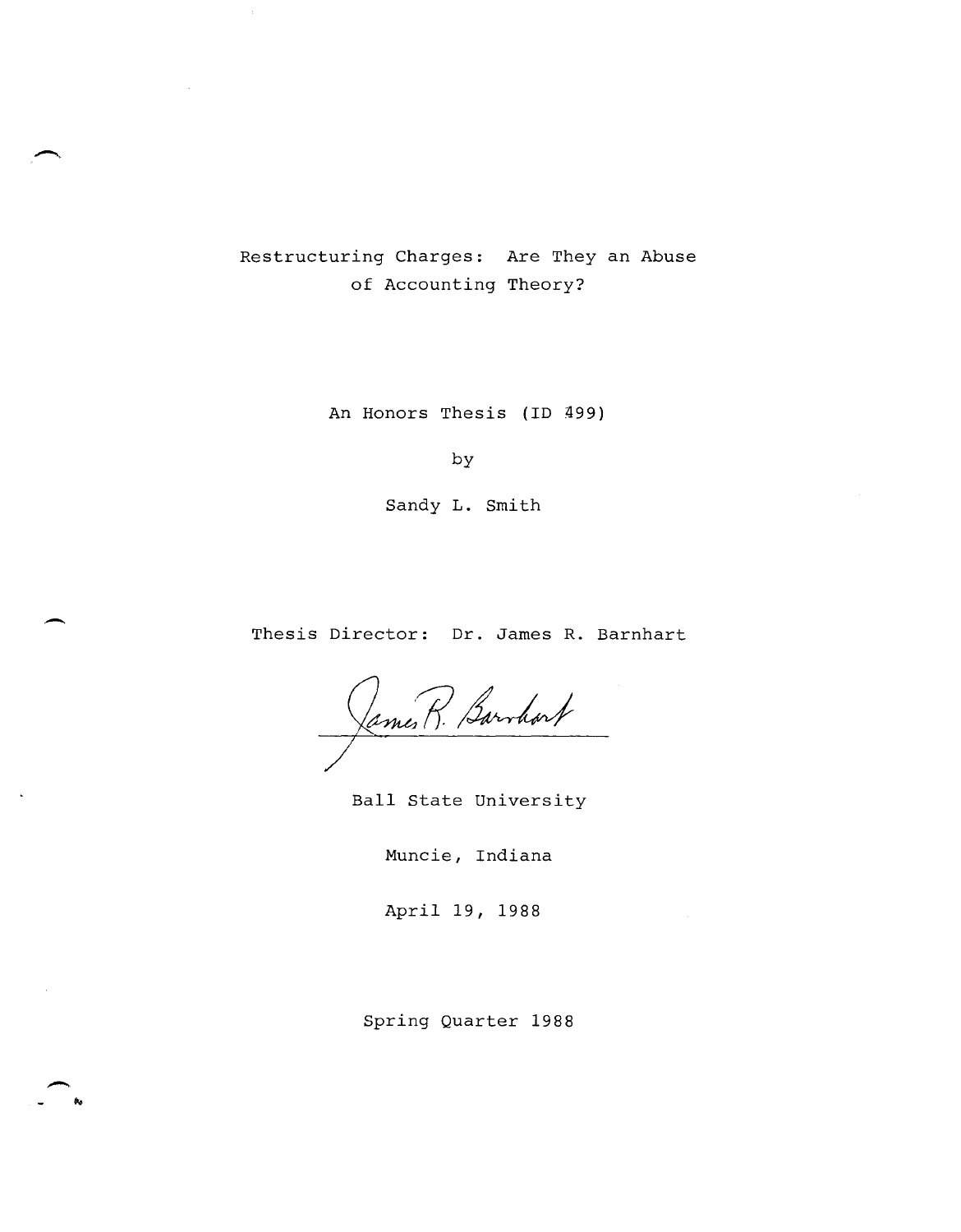# Restructuring Charges: Are They an Abuse of Accounting Theory?

An Honors Thesis (ID 499)

by

Sandy L. Smith

Thesis Director: Dr. James R. Barnhart

Ball State University

Muncie, Indiana

April 19, 1988

Spring Quarter 1988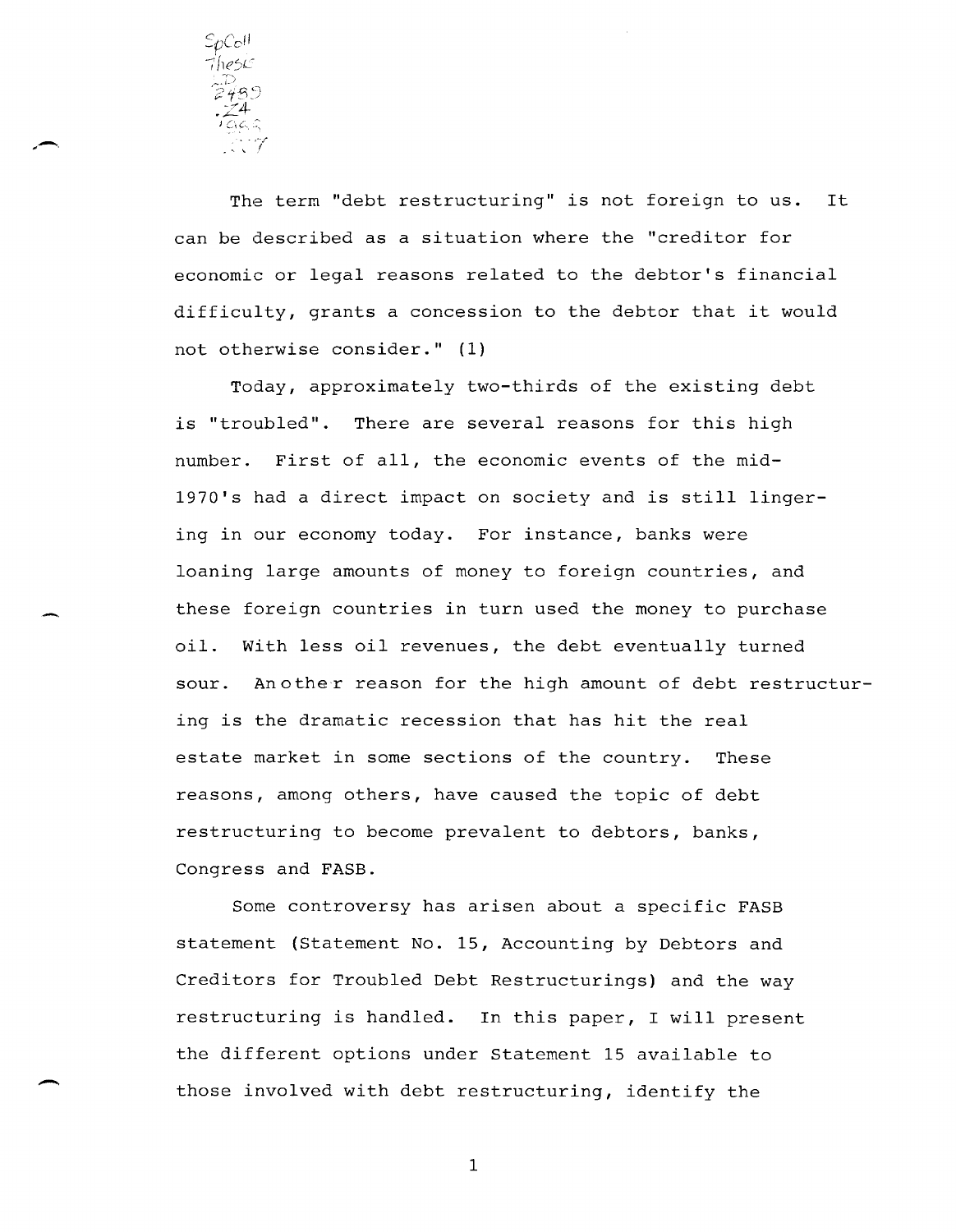The term "debt restructuring" is not foreign to us. It can be described as a situation where the "creditor for economic or legal reasons related to the debtor's financial difficulty, grants a concession to the debtor that it would not otherwise consider." (1)

Today, approximately two-thirds of the existing debt is "troubled". There are several reasons for this high number. First of all, the economic events of the mid-1970's had a direct impact on society and is still lingering in our economy today. For instance, banks were loaning large amounts of money to foreign countries, and these foreign countries in turn used the money to purchase oil. With less oil revenues, the debt eventually turned sour. Another reason for the high amount of debt restructuring is the dramatic recession that has hit the real estate market in some sections of the country. These reasons, among others, have caused the topic of debt restructuring to become prevalent to debtors, banks, Congress and FASB.

Some controversy has arisen about a specific FASB statement (Statement No. 15, Accounting by Debtors and Creditors for Troubled Debt Restructurings) and the way restructuring is handled. In this paper, I will present the different options under Statement 15 available to those involved with debt restructuring, identify the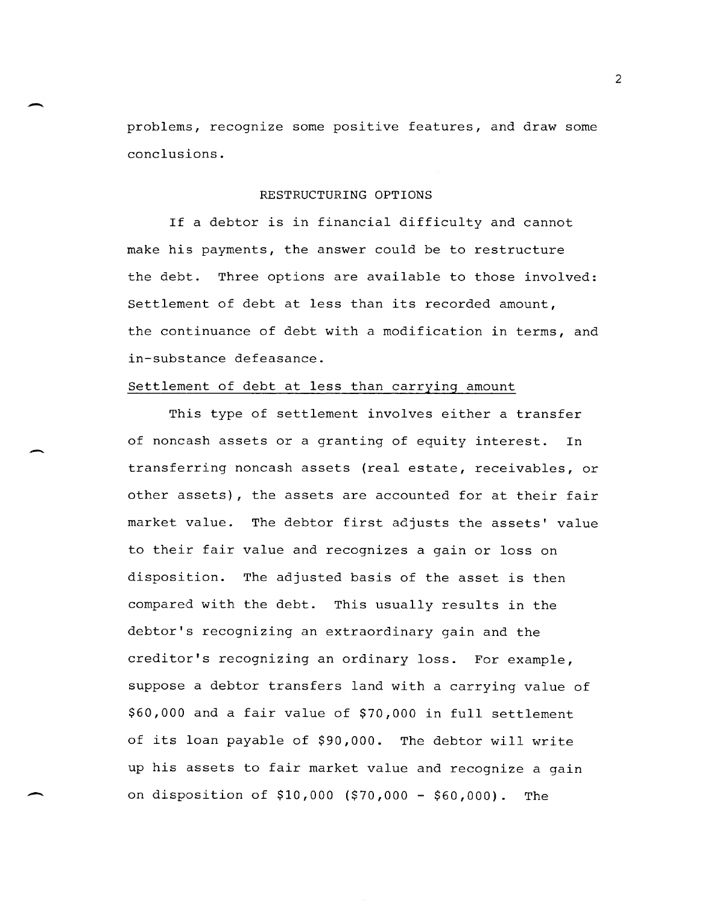problems, recognize some positive features, and draw some conclusions.

## RESTRUCTURING OPTIONS

If a debtor is in financial difficulty and cannot make his payments, the answer could be to restructure the debt. Three options are available to those involved: Settlement of debt at less than its recorded amount, the continuance of debt with a modification in terms, and in-substance defeasance.

### Settlement of debt at less than carrying amount

This type of settlement involves either a transfer of noncash assets or a granting of equity interest. In transferring noncash assets (real estate, receivables, or other assets), the assets are accounted for at their fair market value. The debtor first adjusts the assets' value to their fair value and recognizes a gain or loss on disposition. The adjusted basis of the asset is then compared with the debt. This usually results in the debtor's recognizing an extraordinary gain and the creditor's recognizing an ordinary loss. For example, suppose a debtor transfers land with a carrying value of $60,000 and a fair value of $70,000 in full settlement of its loan payable of $90,000. The debtor will write up his assets to fair market value and recognize a gain on disposition of $10,000 ($70,000 - $60,000). The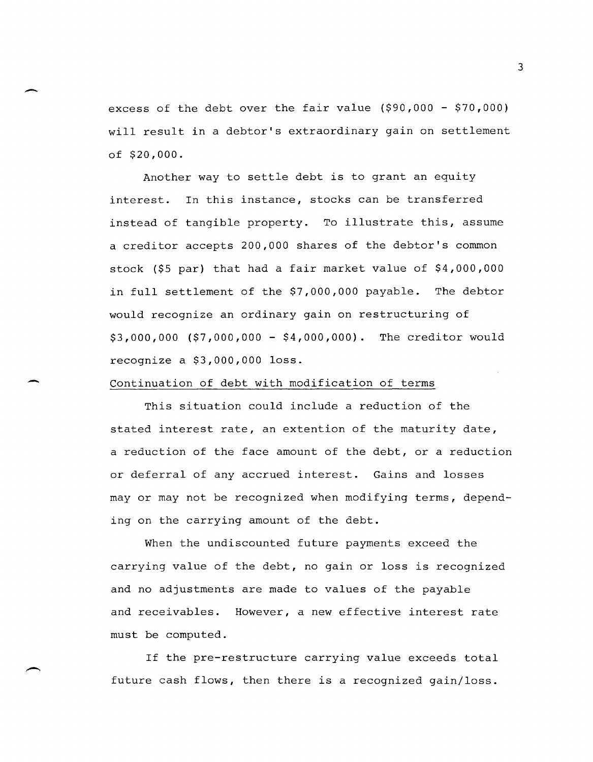excess of the debt over the fair value ($90,000 - $70,000) will result in a debtor's extraordinary gain on settlement of $20,000.

Another way to settle debt is to grant an equity interest. In this instance, stocks can be transferred instead of tangible property. To illustrate this, assume a creditor accepts 200,000 shares of the debtor's common stock ($5 par) that had a fair market value of $4,000,000 in full settlement of the $7,000,000 payable. The debtor would recognize an ordinary gain on restructuring of $3,000,000 ($7,000,000 - $4,000,000). The creditor would recognize a $3,000,000 loss.

<u>Continuation of debt with modification of terms</u>

This situation could include a reduction of the stated interest rate, an extention of the maturity date, a reduction of the face amount of the debt, or a reduction or deferral of any accrued interest. Gains and losses may or may not be recognized when modifying terms, depending on the carrying amount of the debt.

When the undiscounted future payments exceed the carrying value of the debt, no gain or loss is recognized and no adjustments are made to values of the payable and receivables. However, a new effective interest rate must be computed.

If the pre-restructure carrying value exceeds total future cash flows, then there is a recognized gain/loss.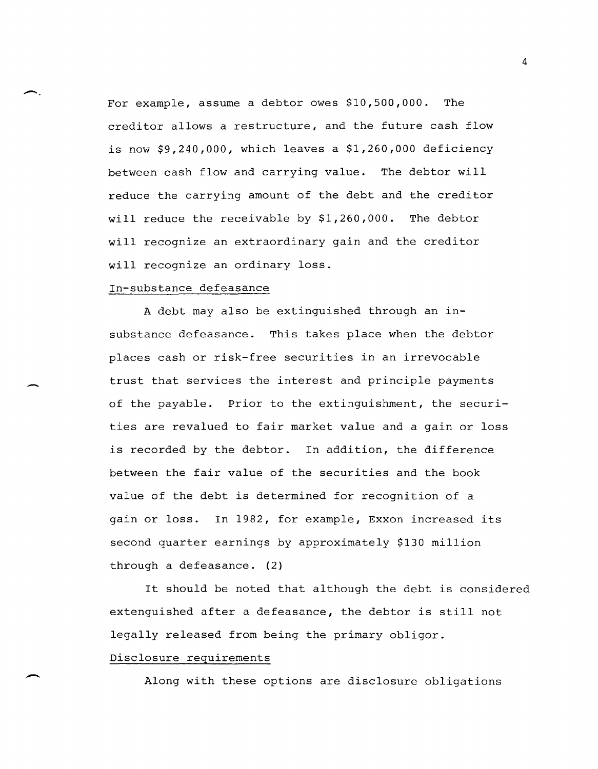For example, assume a debtor owes $10,500,000. The creditor allows a restructure, and the future cash flow is now $9,240,000, which leaves a $1,260,000 deficiency between cash flow and carrying value. The debtor will reduce the carrying amount of the debt and the creditor will reduce the receivable by $1,260,000. The debtor will recognize an extraordinary gain and the creditor will recognize an ordinary loss.

<u>In-substance defeasance</u>

A debt may also be extinguished through an in-substance defeasance. This takes place when the debtor places cash or risk-free securities in an irrevocable trust that services the interest and principle payments of the payable. Prior to the extinguishment, the securities are revalued to fair market value and a gain or loss is recorded by the debtor. In addition, the difference between the fair value of the securities and the book value of the debt is determined for recognition of a gain or loss. In 1982, for example, Exxon increased its second quarter earnings by approximately $130 million through a defeasance. (2)

It should be noted that although the debt is considered extenguished after a defeasance, the debtor is still not legally released from being the primary obligor.

<u>Disclosure requirements</u>

Along with these options are disclosure obligations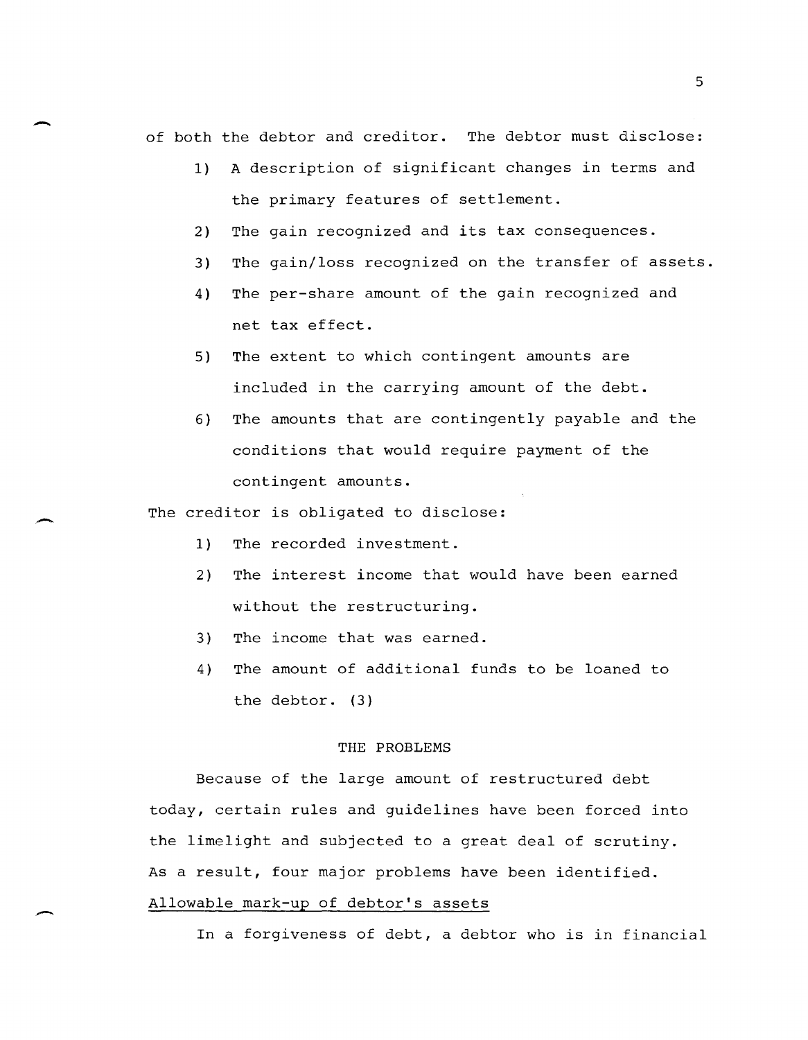of both the debtor and creditor. The debtor must disclose:

1) A description of significant changes in terms and the primary features of settlement.
2) The gain recognized and its tax consequences.
3) The gain/loss recognized on the transfer of assets.
4) The per-share amount of the gain recognized and net tax effect.
5) The extent to which contingent amounts are included in the carrying amount of the debt.
6) The amounts that are contingently payable and the conditions that would require payment of the contingent amounts.

The creditor is obligated to disclose:

1) The recorded investment.
2) The interest income that would have been earned without the restructuring.
3) The income that was earned.
4) The amount of additional funds to be loaned to the debtor. (3)

## THE PROBLEMS

Because of the large amount of restructured debt today, certain rules and guidelines have been forced into the limelight and subjected to a great deal of scrutiny. As a result, four major problems have been identified.

### Allowable mark-up of debtor's assets

In a forgiveness of debt, a debtor who is in financial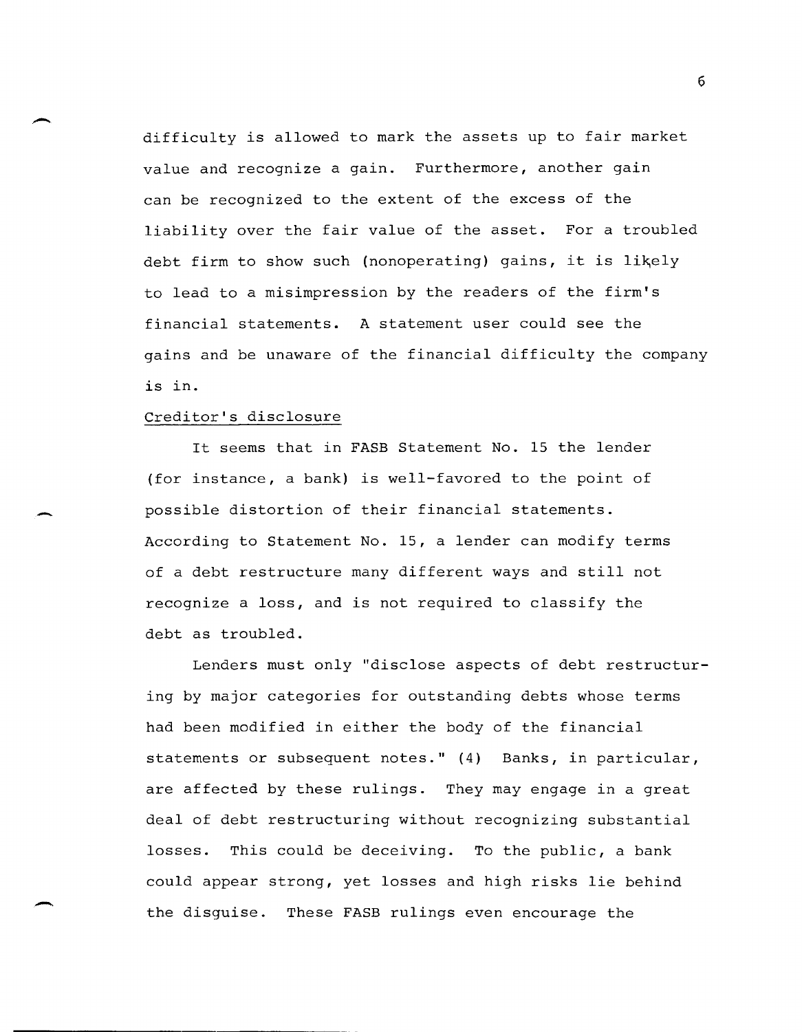difficulty is allowed to mark the assets up to fair market value and recognize a gain. Furthermore, another gain can be recognized to the extent of the excess of the liability over the fair value of the asset. For a troubled debt firm to show such (nonoperating) gains, it is likely to lead to a misimpression by the readers of the firm's financial statements. A statement user could see the gains and be unaware of the financial difficulty the company is in.

Creditor's disclosure

It seems that in FASB Statement No. 15 the lender (for instance, a bank) is well-favored to the point of possible distortion of their financial statements. According to Statement No. 15, a lender can modify terms of a debt restructure many different ways and still not recognize a loss, and is not required to classify the debt as troubled.

Lenders must only "disclose aspects of debt restructuring by major categories for outstanding debts whose terms had been modified in either the body of the financial statements or subsequent notes." (4) Banks, in particular, are affected by these rulings. They may engage in a great deal of debt restructuring without recognizing substantial losses. This could be deceiving. To the public, a bank could appear strong, yet losses and high risks lie behind the disguise. These FASB rulings even encourage the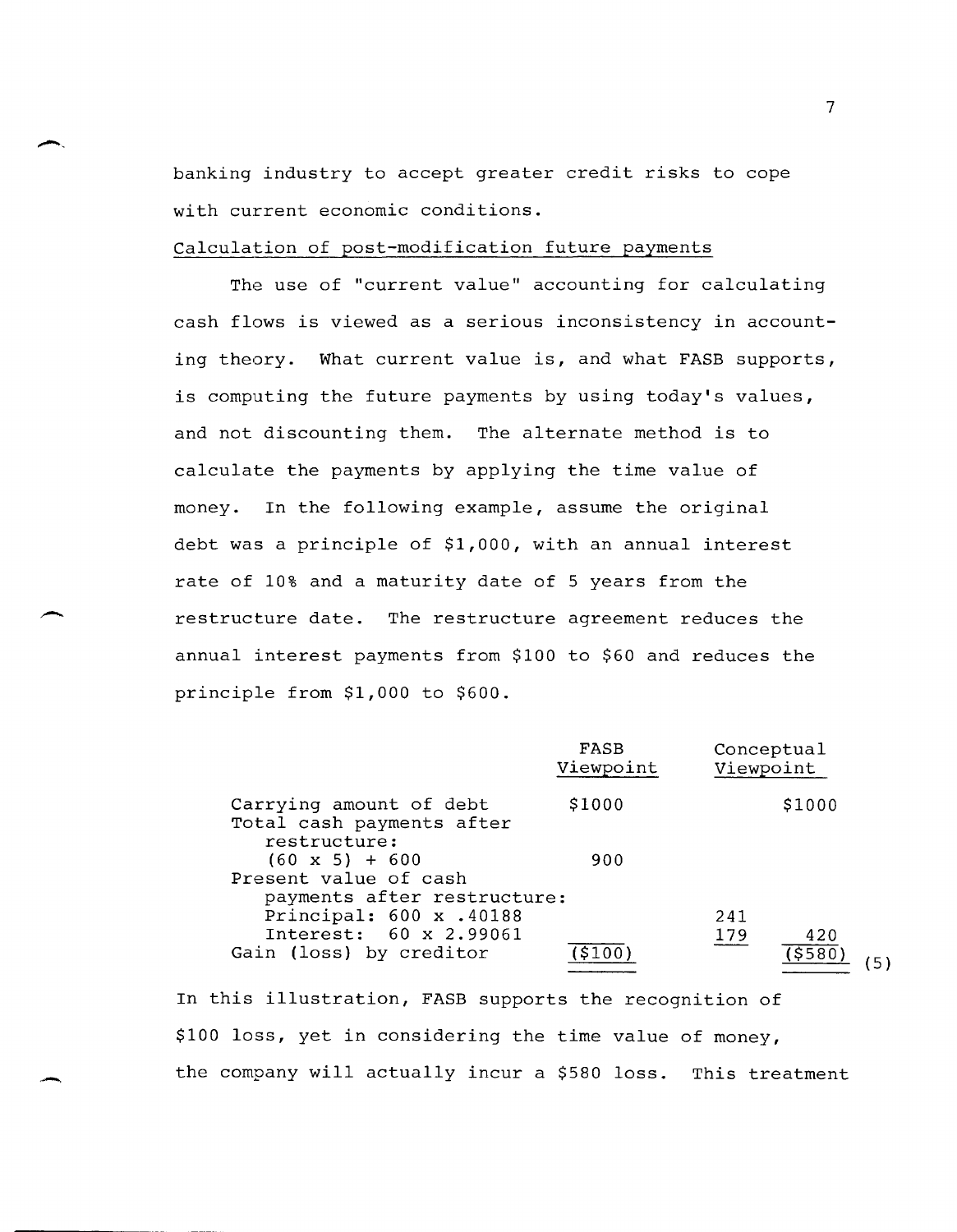banking industry to accept greater credit risks to cope with current economic conditions.

Calculation of post-modification future payments

The use of "current value" accounting for calculating cash flows is viewed as a serious inconsistency in accounting theory. What current value is, and what FASB supports, is computing the future payments by using today's values, and not discounting them. The alternate method is to calculate the payments by applying the time value of money. In the following example, assume the original debt was a principle of $1,000, with an annual interest rate of 10% and a maturity date of 5 years from the restructure date. The restructure agreement reduces the annual interest payments from $100 to $60 and reduces the principle from $1,000 to $600.

| | FASB Viewpoint | Conceptual Viewpoint | |
|---|---|---|---|
| Carrying amount of debt | $1000 | | $1000 |
| Total cash payments after restructure: | | | |
| (60 x 5) + 600 | 900 | | |
| Present value of cash payments after restructure: | | | |
| Principal: 600 x .40188 | | 241 | |
| Interest: 60 x 2.99061 | | 179 | 420 |
| Gain (loss) by creditor | ($100) | | ($580) |

(5)

In this illustration, FASB supports the recognition of $100 loss, yet in considering the time value of money, the company will actually incur a $580 loss. This treatment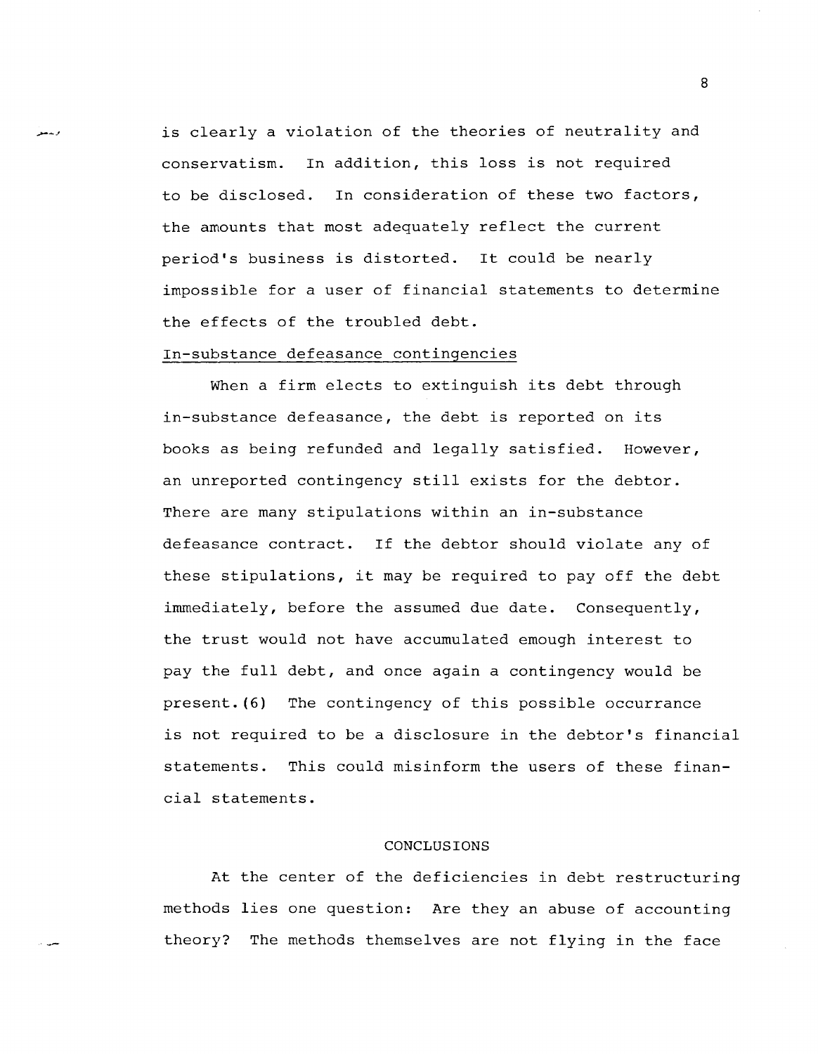is clearly a violation of the theories of neutrality and conservatism. In addition, this loss is not required to be disclosed. In consideration of these two factors, the amounts that most adequately reflect the current period's business is distorted. It could be nearly impossible for a user of financial statements to determine the effects of the troubled debt.

In-substance defeasance contingencies

When a firm elects to extinguish its debt through in-substance defeasance, the debt is reported on its books as being refunded and legally satisfied. However, an unreported contingency still exists for the debtor. There are many stipulations within an in-substance defeasance contract. If the debtor should violate any of these stipulations, it may be required to pay off the debt immediately, before the assumed due date. Consequently, the trust would not have accumulated emough interest to pay the full debt, and once again a contingency would be present.(6) The contingency of this possible occurrance is not required to be a disclosure in the debtor's financial statements. This could misinform the users of these financial statements.

## CONCLUSIONS

At the center of the deficiencies in debt restructuring methods lies one question: Are they an abuse of accounting theory? The methods themselves are not flying in the face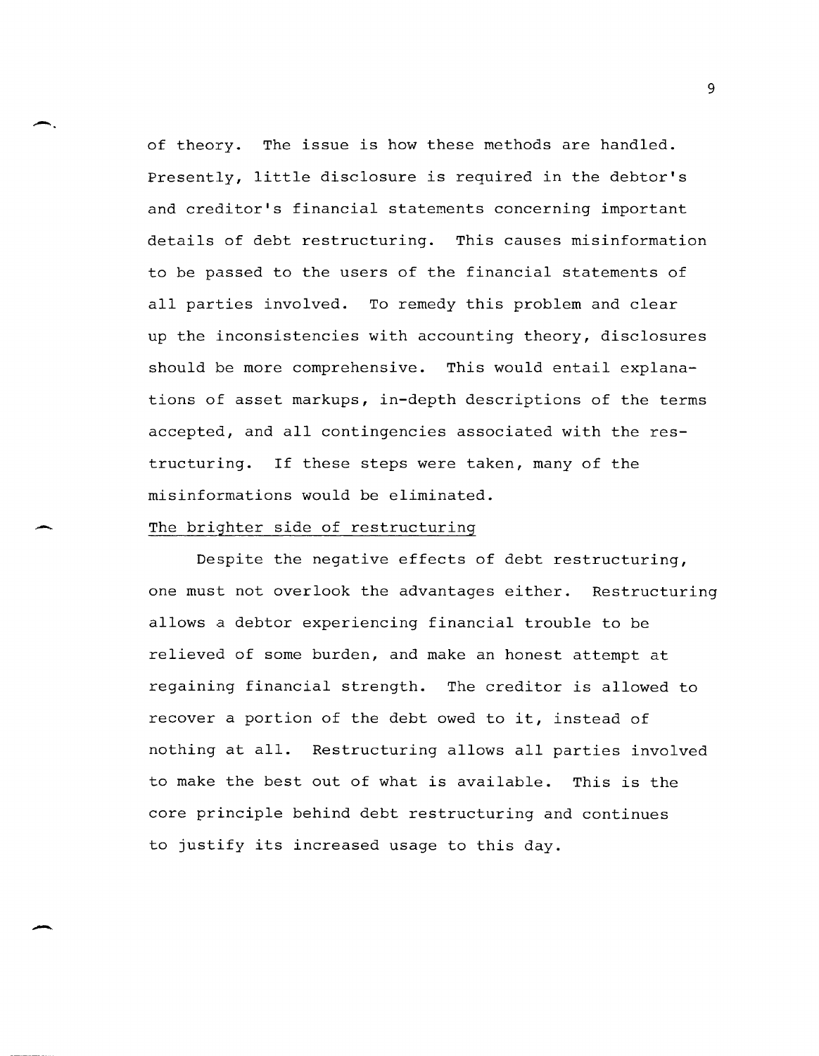of theory. The issue is how these methods are handled. Presently, little disclosure is required in the debtor's and creditor's financial statements concerning important details of debt restructuring. This causes misinformation to be passed to the users of the financial statements of all parties involved. To remedy this problem and clear up the inconsistencies with accounting theory, disclosures should be more comprehensive. This would entail explanations of asset markups, in-depth descriptions of the terms accepted, and all contingencies associated with the restructuring. If these steps were taken, many of the misinformations would be eliminated.

## The brighter side of restructuring

Despite the negative effects of debt restructuring, one must not overlook the advantages either. Restructuring allows a debtor experiencing financial trouble to be relieved of some burden, and make an honest attempt at regaining financial strength. The creditor is allowed to recover a portion of the debt owed to it, instead of nothing at all. Restructuring allows all parties involved to make the best out of what is available. This is the core principle behind debt restructuring and continues to justify its increased usage to this day.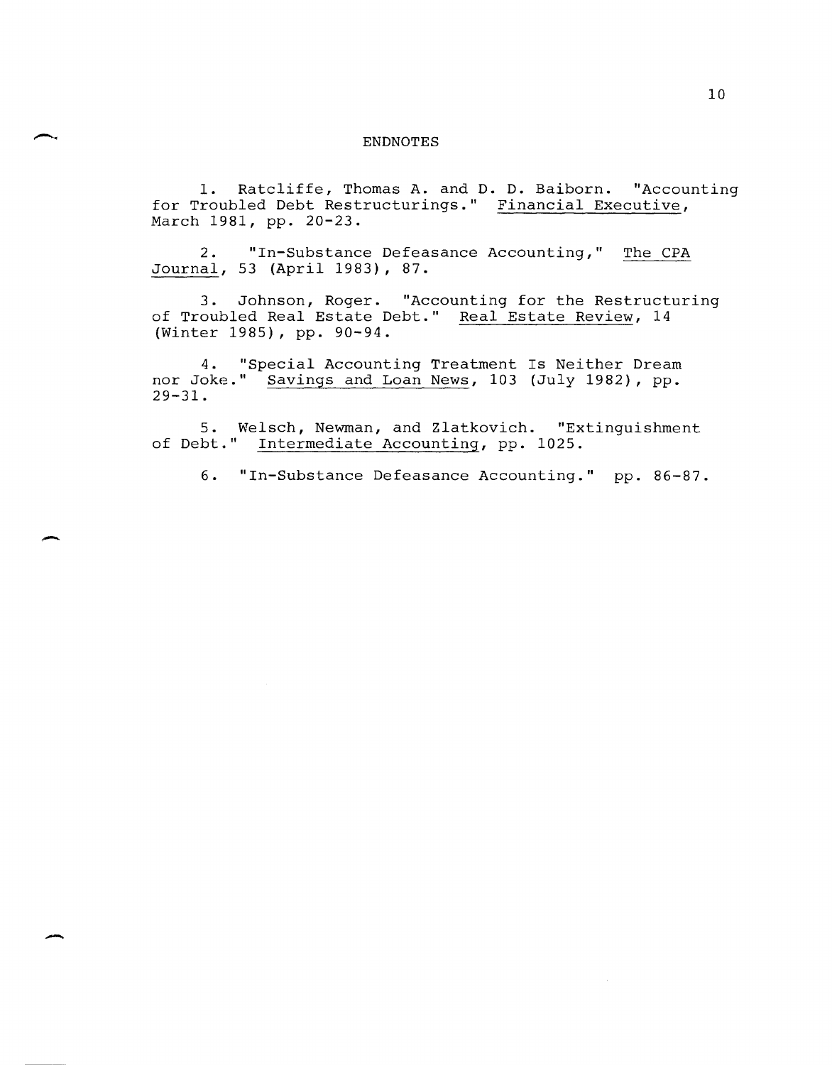## ENDNOTES

1. Ratcliffe, Thomas A. and D. D. Baiborn. "Accounting for Troubled Debt Restructurings." <u>Financial Executive</u>, March 1981, pp. 20-23.

2. "In-Substance Defeasance Accounting," <u>The CPA Journal</u>, 53 (April 1983), 87.

3. Johnson, Roger. "Accounting for the Restructuring of Troubled Real Estate Debt." <u>Real Estate Review</u>, 14 (Winter 1985), pp. 90-94.

4. "Special Accounting Treatment Is Neither Dream nor Joke." <u>Savings and Loan News</u>, 103 (July 1982), pp. 29-31.

5. Welsch, Newman, and Zlatkovich. "Extinguishment of Debt." <u>Intermediate Accounting</u>, pp. 1025.

6. "In-Substance Defeasance Accounting." pp. 86-87.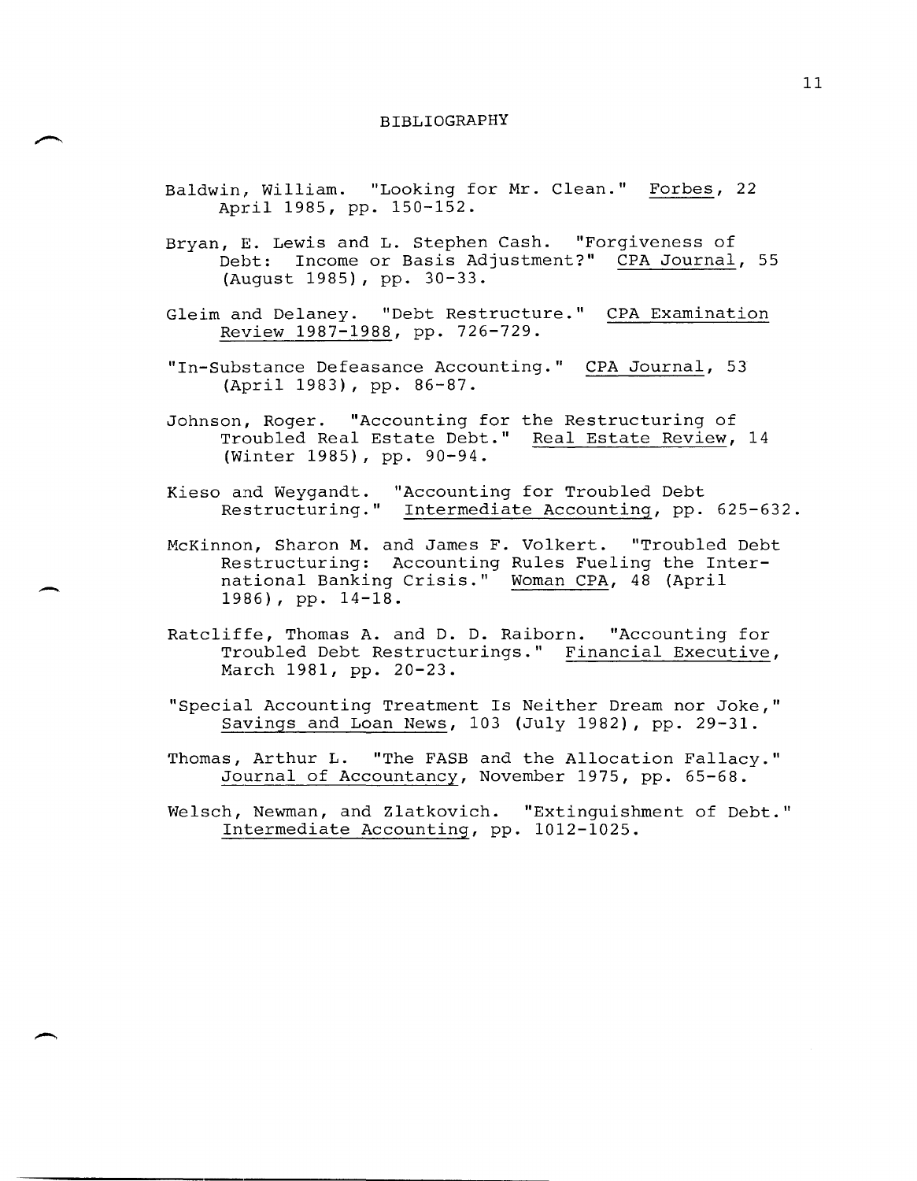# BIBLIOGRAPHY

Baldwin, William. "Looking for Mr. Clean." _Forbes_, 22 April 1985, pp. 150-152.

Bryan, E. Lewis and L. Stephen Cash. "Forgiveness of Debt: Income or Basis Adjustment?" _CPA Journal_, 55 (August 1985), pp. 30-33.

Gleim and Delaney. "Debt Restructure." _CPA Examination Review 1987-1988_, pp. 726-729.

"In-Substance Defeasance Accounting." _CPA Journal_, 53 (April 1983), pp. 86-87.

Johnson, Roger. "Accounting for the Restructuring of Troubled Real Estate Debt." _Real Estate Review_, 14 (Winter 1985), pp. 90-94.

Kieso and Weygandt. "Accounting for Troubled Debt Restructuring." _Intermediate Accounting_, pp. 625-632.

McKinnon, Sharon M. and James F. Volkert. "Troubled Debt Restructuring: Accounting Rules Fueling the International Banking Crisis." _Woman CPA_, 48 (April 1986), pp. 14-18.

Ratcliffe, Thomas A. and D. D. Raiborn. "Accounting for Troubled Debt Restructurings." _Financial Executive_, March 1981, pp. 20-23.

"Special Accounting Treatment Is Neither Dream nor Joke," _Savings and Loan News_, 103 (July 1982), pp. 29-31.

Thomas, Arthur L. "The FASB and the Allocation Fallacy." _Journal of Accountancy_, November 1975, pp. 65-68.

Welsch, Newman, and Zlatkovich. "Extinguishment of Debt." _Intermediate Accounting_, pp. 1012-1025.